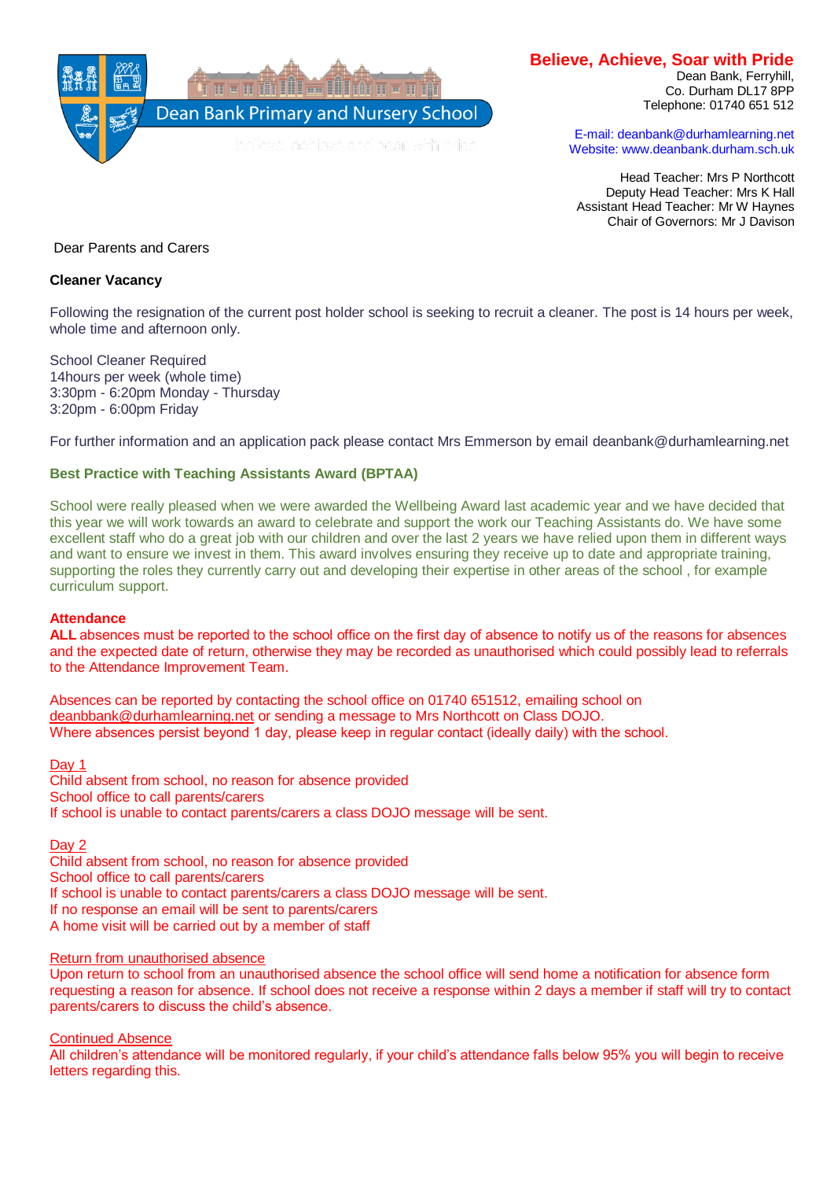Dean Bank Primary and Nursery School

**Believe, Achieve, Soar with Pride**

Dean Bank, Ferryhill,
Co. Durham DL17 8PP
Telephone: 01740 651 512

E-mail: deanbank@durhamlearning.net
Website: www.deanbank.durham.sch.uk

Head Teacher: Mrs P Northcott
Deputy Head Teacher: Mrs K Hall
Assistant Head Teacher: Mr W Haynes
Chair of Governors: Mr J Davison

Dear Parents and Carers

**Cleaner Vacancy**

Following the resignation of the current post holder school is seeking to recruit a cleaner. The post is 14 hours per week, whole time and afternoon only.

School Cleaner Required
14hours per week (whole time)
3:30pm - 6:20pm Monday - Thursday
3:20pm - 6:00pm Friday

For further information and an application pack please contact Mrs Emmerson by email deanbank@durhamlearning.net

**Best Practice with Teaching Assistants Award (BPTAA)**

School were really pleased when we were awarded the Wellbeing Award last academic year and we have decided that this year we will work towards an award to celebrate and support the work our Teaching Assistants do. We have some excellent staff who do a great job with our children and over the last 2 years we have relied upon them in different ways and want to ensure we invest in them. This award involves ensuring they receive up to date and appropriate training, supporting the roles they currently carry out and developing their expertise in other areas of the school , for example curriculum support.

**Attendance**

**ALL** absences must be reported to the school office on the first day of absence to notify us of the reasons for absences and the expected date of return, otherwise they may be recorded as unauthorised which could possibly lead to referrals to the Attendance Improvement Team.

Absences can be reported by contacting the school office on 01740 651512, emailing school on deanbbank@durhamlearning.net or sending a message to Mrs Northcott on Class DOJO.
Where absences persist beyond 1 day, please keep in regular contact (ideally daily) with the school.

Day 1
Child absent from school, no reason for absence provided
School office to call parents/carers
If school is unable to contact parents/carers a class DOJO message will be sent.

Day 2
Child absent from school, no reason for absence provided
School office to call parents/carers
If school is unable to contact parents/carers a class DOJO message will be sent.
If no response an email will be sent to parents/carers
A home visit will be carried out by a member of staff

Return from unauthorised absence
Upon return to school from an unauthorised absence the school office will send home a notification for absence form requesting a reason for absence. If school does not receive a response within 2 days a member if staff will try to contact parents/carers to discuss the child's absence.

Continued Absence
All children's attendance will be monitored regularly, if your child's attendance falls below 95% you will begin to receive letters regarding this.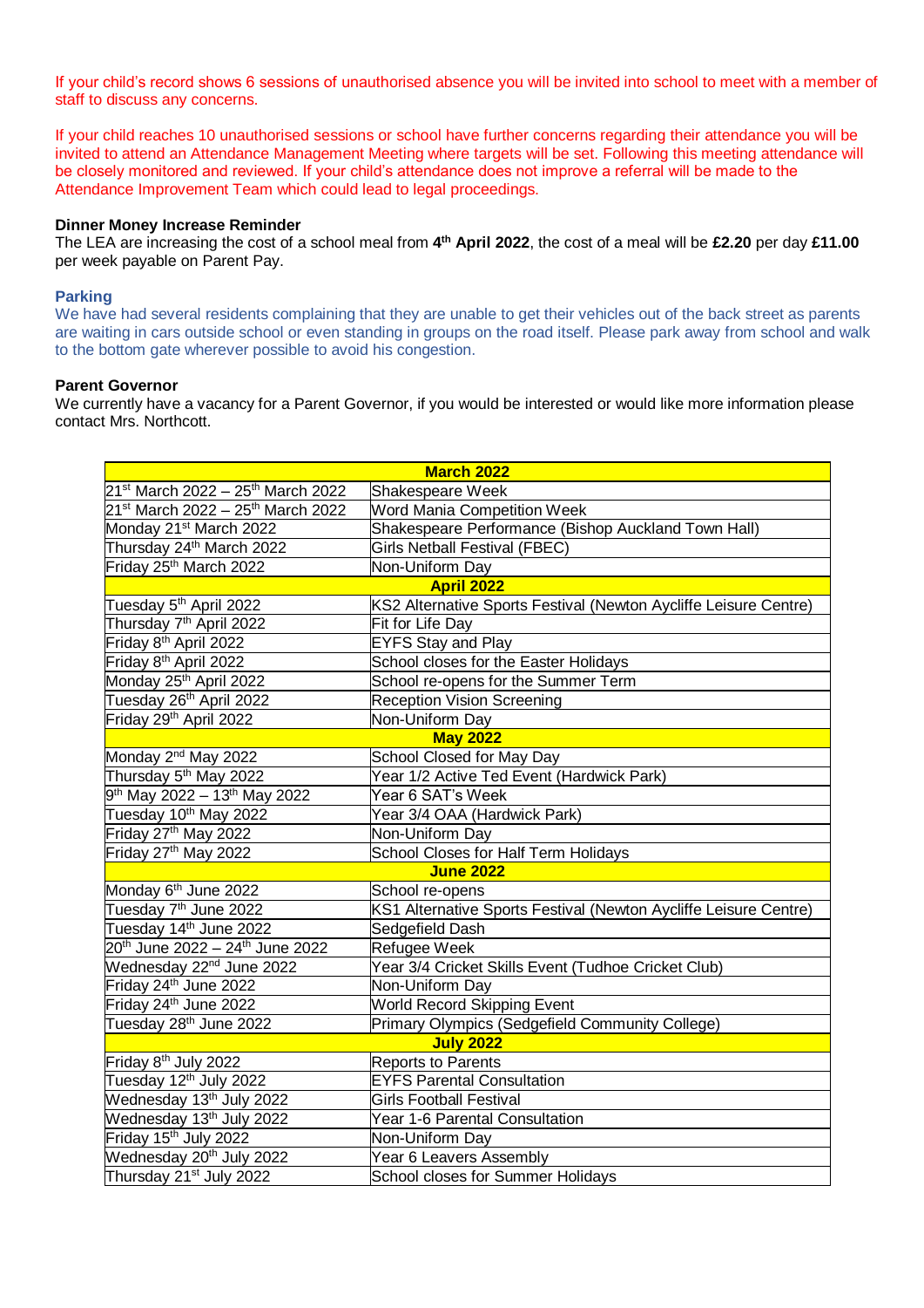If your child's record shows 6 sessions of unauthorised absence you will be invited into school to meet with a member of staff to discuss any concerns.

If your child reaches 10 unauthorised sessions or school have further concerns regarding their attendance you will be invited to attend an Attendance Management Meeting where targets will be set. Following this meeting attendance will be closely monitored and reviewed. If your child's attendance does not improve a referral will be made to the Attendance Improvement Team which could lead to legal proceedings.

**Dinner Money Increase Reminder**
The LEA are increasing the cost of a school meal from **4th April 2022**, the cost of a meal will be **£2.20** per day **£11.00** per week payable on Parent Pay.

**Parking**
We have had several residents complaining that they are unable to get their vehicles out of the back street as parents are waiting in cars outside school or even standing in groups on the road itself. Please park away from school and walk to the bottom gate wherever possible to avoid his congestion.

**Parent Governor**
We currently have a vacancy for a Parent Governor, if you would be interested or would like more information please contact Mrs. Northcott.

| | |
|---|---|
| **March 2022** | |
| 21st March 2022 – 25th March 2022 | Shakespeare Week |
| 21st March 2022 – 25th March 2022 | Word Mania Competition Week |
| Monday 21st March 2022 | Shakespeare Performance (Bishop Auckland Town Hall) |
| Thursday 24th March 2022 | Girls Netball Festival (FBEC) |
| Friday 25th March 2022 | Non-Uniform Day |
| **April 2022** | |
| Tuesday 5th April 2022 | KS2 Alternative Sports Festival (Newton Aycliffe Leisure Centre) |
| Thursday 7th April 2022 | Fit for Life Day |
| Friday 8th April 2022 | EYFS Stay and Play |
| Friday 8th April 2022 | School closes for the Easter Holidays |
| Monday 25th April 2022 | School re-opens for the Summer Term |
| Tuesday 26th April 2022 | Reception Vision Screening |
| Friday 29th April 2022 | Non-Uniform Day |
| **May 2022** | |
| Monday 2nd May 2022 | School Closed for May Day |
| Thursday 5th May 2022 | Year 1/2 Active Ted Event (Hardwick Park) |
| 9th May 2022 – 13th May 2022 | Year 6 SAT's Week |
| Tuesday 10th May 2022 | Year 3/4 OAA (Hardwick Park) |
| Friday 27th May 2022 | Non-Uniform Day |
| Friday 27th May 2022 | School Closes for Half Term Holidays |
| **June 2022** | |
| Monday 6th June 2022 | School re-opens |
| Tuesday 7th June 2022 | KS1 Alternative Sports Festival (Newton Aycliffe Leisure Centre) |
| Tuesday 14th June 2022 | Sedgefield Dash |
| 20th June 2022 – 24th June 2022 | Refugee Week |
| Wednesday 22nd June 2022 | Year 3/4 Cricket Skills Event (Tudhoe Cricket Club) |
| Friday 24th June 2022 | Non-Uniform Day |
| Friday 24th June 2022 | World Record Skipping Event |
| Tuesday 28th June 2022 | Primary Olympics (Sedgefield Community College) |
| **July 2022** | |
| Friday 8th July 2022 | Reports to Parents |
| Tuesday 12th July 2022 | EYFS Parental Consultation |
| Wednesday 13th July 2022 | Girls Football Festival |
| Wednesday 13th July 2022 | Year 1-6 Parental Consultation |
| Friday 15th July 2022 | Non-Uniform Day |
| Wednesday 20th July 2022 | Year 6 Leavers Assembly |
| Thursday 21st July 2022 | School closes for Summer Holidays |